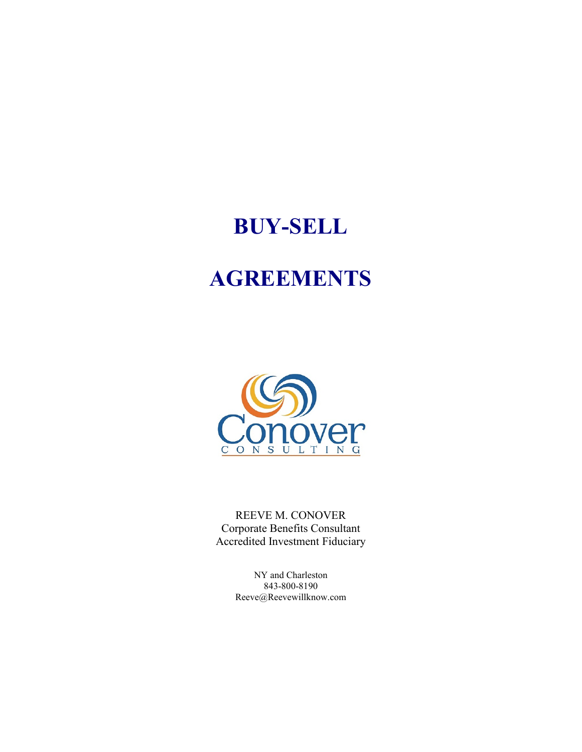# BUY-SELL

# AGREEMENTS

Conover
CONSULTING

REEVE M. CONOVER
Corporate Benefits Consultant
Accredited Investment Fiduciary

NY and Charleston
843-800-8190
Reeve@Reevewillknow.com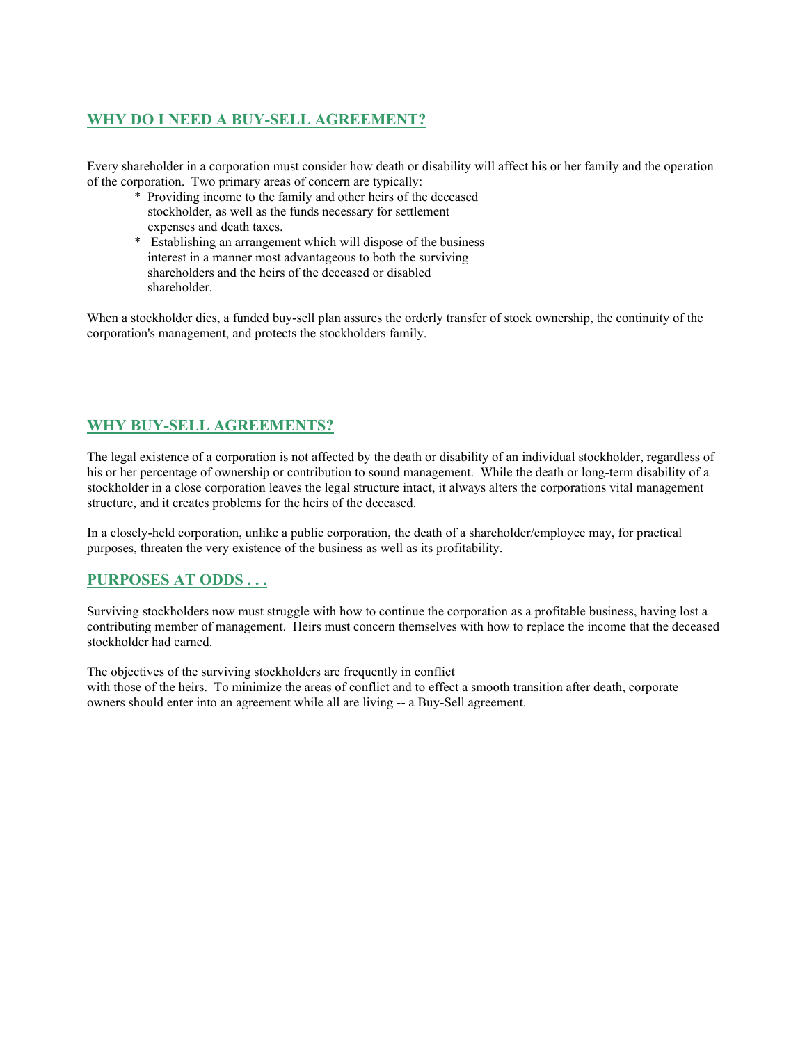## WHY DO I NEED A BUY-SELL AGREEMENT?

Every shareholder in a corporation must consider how death or disability will affect his or her family and the operation of the corporation. Two primary areas of concern are typically:

* Providing income to the family and other heirs of the deceased stockholder, as well as the funds necessary for settlement expenses and death taxes.
* Establishing an arrangement which will dispose of the business interest in a manner most advantageous to both the surviving shareholders and the heirs of the deceased or disabled shareholder.

When a stockholder dies, a funded buy-sell plan assures the orderly transfer of stock ownership, the continuity of the corporation's management, and protects the stockholders family.

## WHY BUY-SELL AGREEMENTS?

The legal existence of a corporation is not affected by the death or disability of an individual stockholder, regardless of his or her percentage of ownership or contribution to sound management. While the death or long-term disability of a stockholder in a close corporation leaves the legal structure intact, it always alters the corporations vital management structure, and it creates problems for the heirs of the deceased.

In a closely-held corporation, unlike a public corporation, the death of a shareholder/employee may, for practical purposes, threaten the very existence of the business as well as its profitability.

## PURPOSES AT ODDS . . .

Surviving stockholders now must struggle with how to continue the corporation as a profitable business, having lost a contributing member of management. Heirs must concern themselves with how to replace the income that the deceased stockholder had earned.

The objectives of the surviving stockholders are frequently in conflict with those of the heirs. To minimize the areas of conflict and to effect a smooth transition after death, corporate owners should enter into an agreement while all are living -- a Buy-Sell agreement.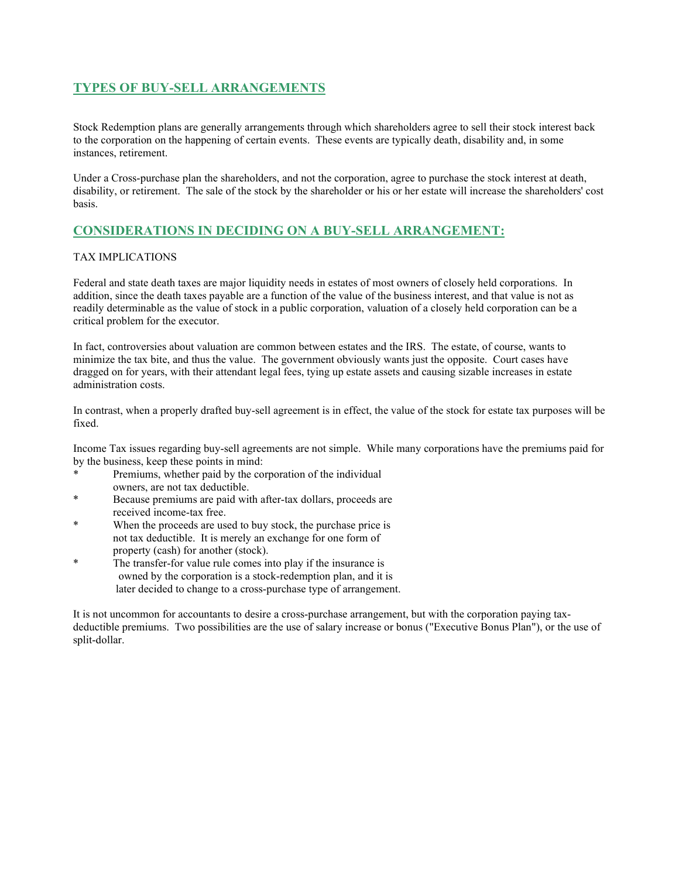## TYPES OF BUY-SELL ARRANGEMENTS

Stock Redemption plans are generally arrangements through which shareholders agree to sell their stock interest back to the corporation on the happening of certain events. These events are typically death, disability and, in some instances, retirement.

Under a Cross-purchase plan the shareholders, and not the corporation, agree to purchase the stock interest at death, disability, or retirement. The sale of the stock by the shareholder or his or her estate will increase the shareholders' cost basis.

## CONSIDERATIONS IN DECIDING ON A BUY-SELL ARRANGEMENT:

TAX IMPLICATIONS

Federal and state death taxes are major liquidity needs in estates of most owners of closely held corporations. In addition, since the death taxes payable are a function of the value of the business interest, and that value is not as readily determinable as the value of stock in a public corporation, valuation of a closely held corporation can be a critical problem for the executor.

In fact, controversies about valuation are common between estates and the IRS. The estate, of course, wants to minimize the tax bite, and thus the value. The government obviously wants just the opposite. Court cases have dragged on for years, with their attendant legal fees, tying up estate assets and causing sizable increases in estate administration costs.

In contrast, when a properly drafted buy-sell agreement is in effect, the value of the stock for estate tax purposes will be fixed.

Income Tax issues regarding buy-sell agreements are not simple. While many corporations have the premiums paid for by the business, keep these points in mind:

- Premiums, whether paid by the corporation of the individual owners, are not tax deductible.
- Because premiums are paid with after-tax dollars, proceeds are received income-tax free.
- When the proceeds are used to buy stock, the purchase price is not tax deductible. It is merely an exchange for one form of property (cash) for another (stock).
- The transfer-for value rule comes into play if the insurance is owned by the corporation is a stock-redemption plan, and it is later decided to change to a cross-purchase type of arrangement.

It is not uncommon for accountants to desire a cross-purchase arrangement, but with the corporation paying tax-deductible premiums. Two possibilities are the use of salary increase or bonus ("Executive Bonus Plan"), or the use of split-dollar.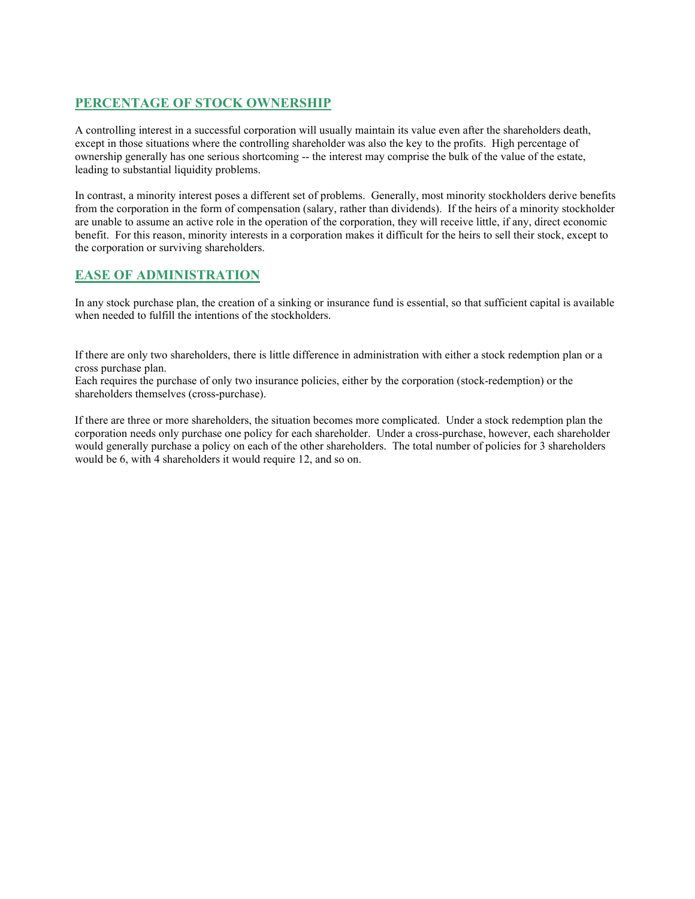## PERCENTAGE OF STOCK OWNERSHIP

A controlling interest in a successful corporation will usually maintain its value even after the shareholders death, except in those situations where the controlling shareholder was also the key to the profits. High percentage of ownership generally has one serious shortcoming -- the interest may comprise the bulk of the value of the estate, leading to substantial liquidity problems.

In contrast, a minority interest poses a different set of problems. Generally, most minority stockholders derive benefits from the corporation in the form of compensation (salary, rather than dividends). If the heirs of a minority stockholder are unable to assume an active role in the operation of the corporation, they will receive little, if any, direct economic benefit. For this reason, minority interests in a corporation makes it difficult for the heirs to sell their stock, except to the corporation or surviving shareholders.

## EASE OF ADMINISTRATION

In any stock purchase plan, the creation of a sinking or insurance fund is essential, so that sufficient capital is available when needed to fulfill the intentions of the stockholders.

If there are only two shareholders, there is little difference in administration with either a stock redemption plan or a cross purchase plan.
Each requires the purchase of only two insurance policies, either by the corporation (stock-redemption) or the shareholders themselves (cross-purchase).

If there are three or more shareholders, the situation becomes more complicated. Under a stock redemption plan the corporation needs only purchase one policy for each shareholder. Under a cross-purchase, however, each shareholder would generally purchase a policy on each of the other shareholders. The total number of policies for 3 shareholders would be 6, with 4 shareholders it would require 12, and so on.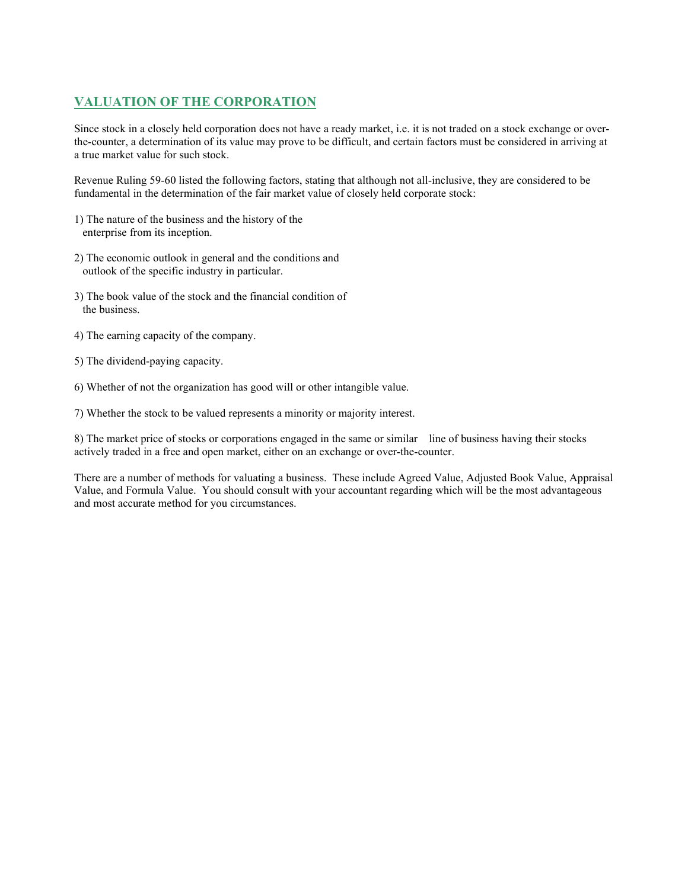## VALUATION OF THE CORPORATION

Since stock in a closely held corporation does not have a ready market, i.e. it is not traded on a stock exchange or over-the-counter, a determination of its value may prove to be difficult, and certain factors must be considered in arriving at a true market value for such stock.

Revenue Ruling 59-60 listed the following factors, stating that although not all-inclusive, they are considered to be fundamental in the determination of the fair market value of closely held corporate stock:

1) The nature of the business and the history of the enterprise from its inception.

2) The economic outlook in general and the conditions and outlook of the specific industry in particular.

3) The book value of the stock and the financial condition of the business.

4) The earning capacity of the company.

5) The dividend-paying capacity.

6) Whether of not the organization has good will or other intangible value.

7) Whether the stock to be valued represents a minority or majority interest.

8) The market price of stocks or corporations engaged in the same or similar line of business having their stocks actively traded in a free and open market, either on an exchange or over-the-counter.

There are a number of methods for valuating a business. These include Agreed Value, Adjusted Book Value, Appraisal Value, and Formula Value. You should consult with your accountant regarding which will be the most advantageous and most accurate method for you circumstances.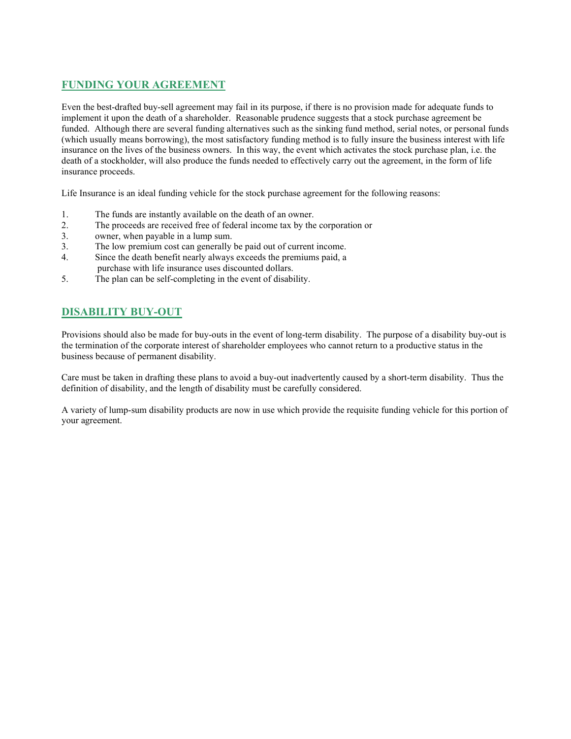## FUNDING YOUR AGREEMENT

Even the best-drafted buy-sell agreement may fail in its purpose, if there is no provision made for adequate funds to implement it upon the death of a shareholder. Reasonable prudence suggests that a stock purchase agreement be funded. Although there are several funding alternatives such as the sinking fund method, serial notes, or personal funds (which usually means borrowing), the most satisfactory funding method is to fully insure the business interest with life insurance on the lives of the business owners. In this way, the event which activates the stock purchase plan, i.e. the death of a stockholder, will also produce the funds needed to effectively carry out the agreement, in the form of life insurance proceeds.

Life Insurance is an ideal funding vehicle for the stock purchase agreement for the following reasons:

1. The funds are instantly available on the death of an owner.
2. The proceeds are received free of federal income tax by the corporation or
3. owner, when payable in a lump sum.
3. The low premium cost can generally be paid out of current income.
4. Since the death benefit nearly always exceeds the premiums paid, a purchase with life insurance uses discounted dollars.
5. The plan can be self-completing in the event of disability.

## DISABILITY BUY-OUT

Provisions should also be made for buy-outs in the event of long-term disability. The purpose of a disability buy-out is the termination of the corporate interest of shareholder employees who cannot return to a productive status in the business because of permanent disability.

Care must be taken in drafting these plans to avoid a buy-out inadvertently caused by a short-term disability. Thus the definition of disability, and the length of disability must be carefully considered.

A variety of lump-sum disability products are now in use which provide the requisite funding vehicle for this portion of your agreement.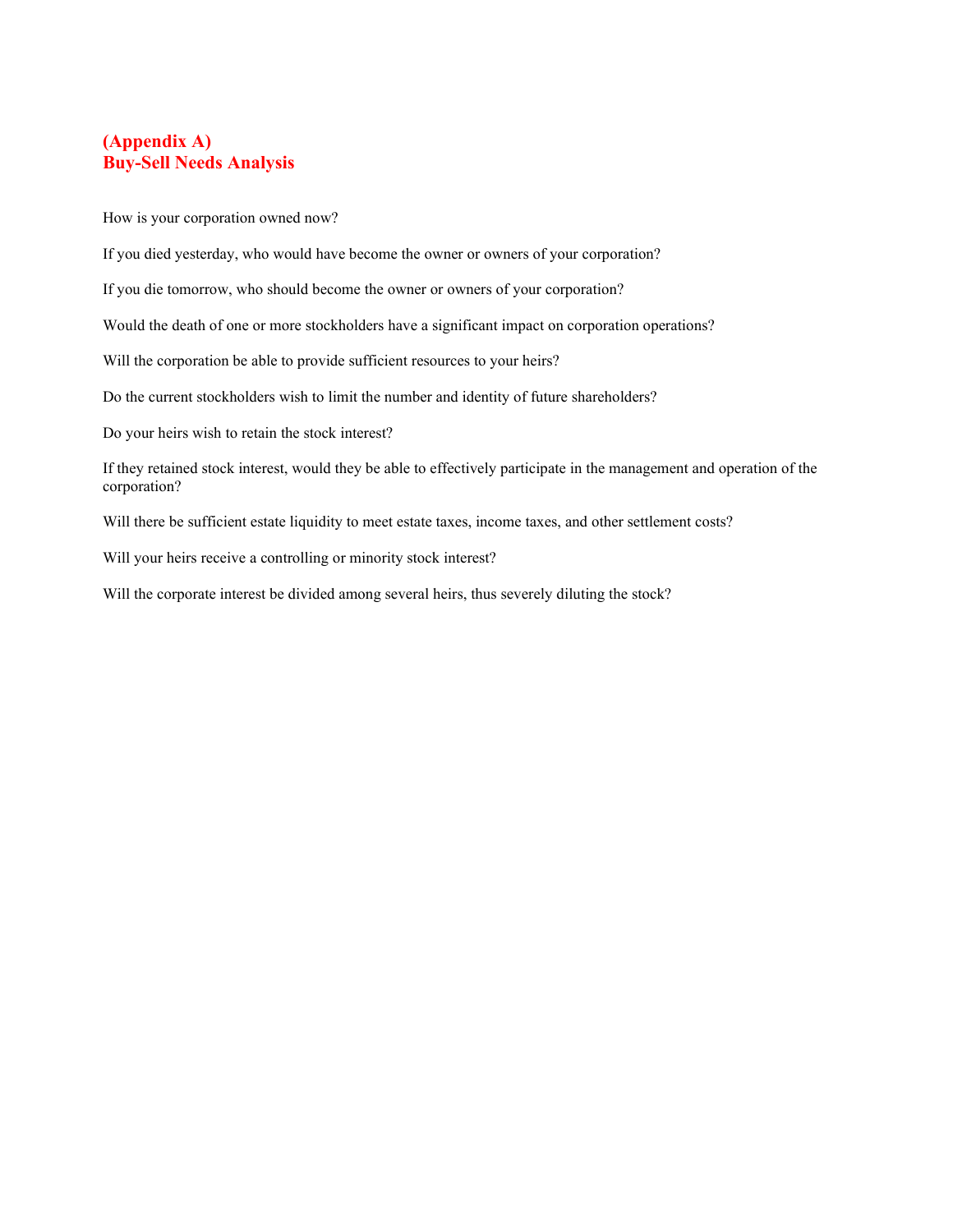## (Appendix A)
## Buy-Sell Needs Analysis

How is your corporation owned now?

If you died yesterday, who would have become the owner or owners of your corporation?

If you die tomorrow, who should become the owner or owners of your corporation?

Would the death of one or more stockholders have a significant impact on corporation operations?

Will the corporation be able to provide sufficient resources to your heirs?

Do the current stockholders wish to limit the number and identity of future shareholders?

Do your heirs wish to retain the stock interest?

If they retained stock interest, would they be able to effectively participate in the management and operation of the corporation?

Will there be sufficient estate liquidity to meet estate taxes, income taxes, and other settlement costs?

Will your heirs receive a controlling or minority stock interest?

Will the corporate interest be divided among several heirs, thus severely diluting the stock?